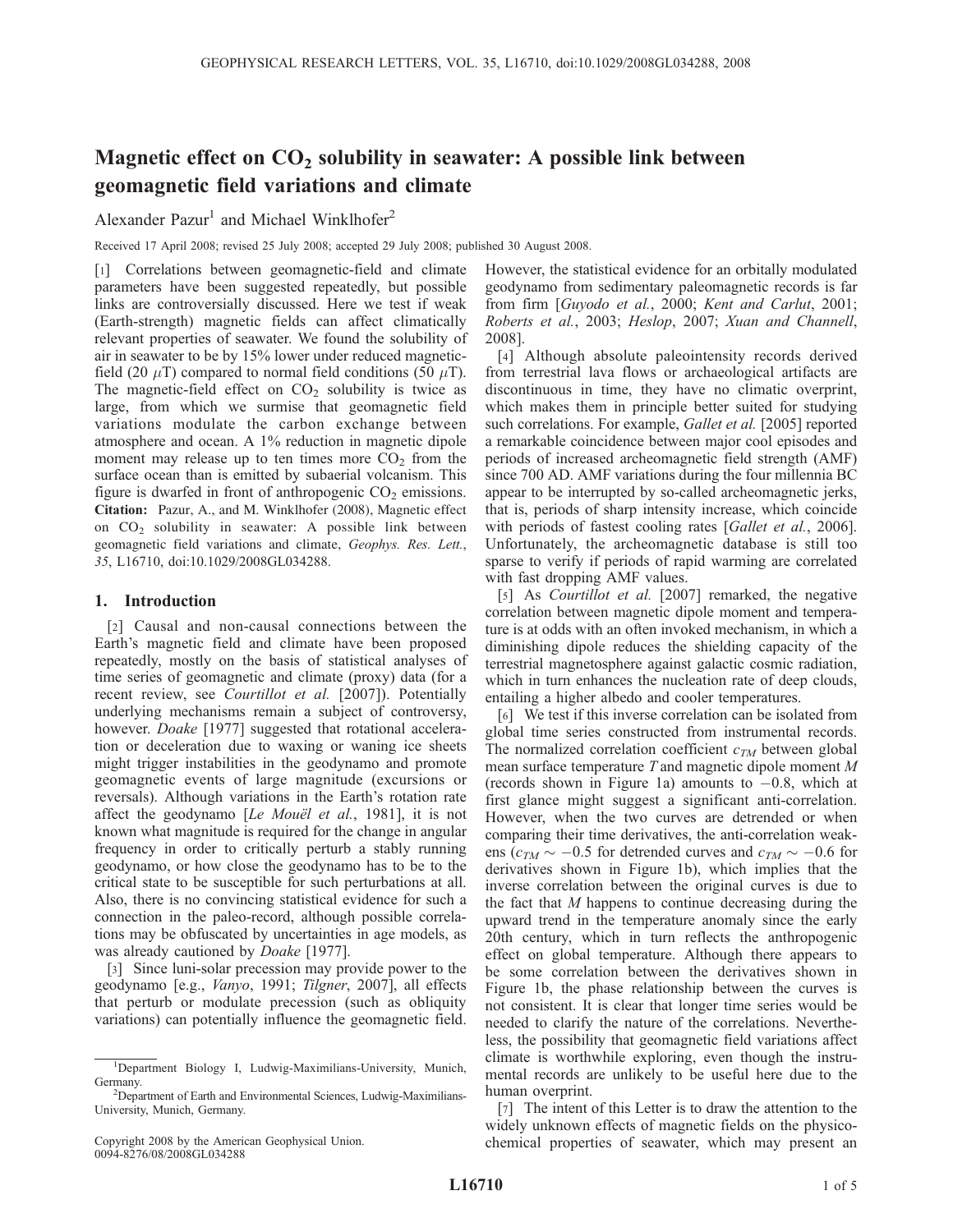# Magnetic effect on $CO_2$ solubility in seawater: A possible link between geomagnetic field variations and climate

Alexander Pazur[1] and Michael Winklhofer[2]

Received 17 April 2008; revised 25 July 2008; accepted 29 July 2008; published 30 August 2008.

[1] Correlations between geomagnetic-field and climate parameters have been suggested repeatedly, but possible links are controversially discussed. Here we test if weak (Earth-strength) magnetic fields can affect climatically relevant properties of seawater. We found the solubility of air in seawater to be by 15% lower under reduced magnetic-field (20 $\mu$T) compared to normal field conditions (50 $\mu$T). The magnetic-field effect on $CO_2$ solubility is twice as large, from which we surmise that geomagnetic field variations modulate the carbon exchange between atmosphere and ocean. A 1% reduction in magnetic dipole moment may release up to ten times more $CO_2$ from the surface ocean than is emitted by subaerial volcanism. This figure is dwarfed in front of anthropogenic $CO_2$ emissions. **Citation:** Pazur, A., and M. Winklhofer (2008), Magnetic effect on $CO_2$ solubility in seawater: A possible link between geomagnetic field variations and climate, *Geophys. Res. Lett.*, *35*, L16710, doi:10.1029/2008GL034288.

## 1. Introduction

[2] Causal and non-causal connections between the Earth's magnetic field and climate have been proposed repeatedly, mostly on the basis of statistical analyses of time series of geomagnetic and climate (proxy) data (for a recent review, see *Courtillot et al.* [2007]). Potentially underlying mechanisms remain a subject of controversy, however. *Doake* [1977] suggested that rotational acceleration or deceleration due to waxing or waning ice sheets might trigger instabilities in the geodynamo and promote geomagnetic events of large magnitude (excursions or reversals). Although variations in the Earth's rotation rate affect the geodynamo [*Le Mouël et al.*, 1981], it is not known what magnitude is required for the change in angular frequency in order to critically perturb a stably running geodynamo, or how close the geodynamo has to be to the critical state to be susceptible for such perturbations at all. Also, there is no convincing statistical evidence for such a connection in the paleo-record, although possible correlations may be obfuscated by uncertainties in age models, as was already cautioned by *Doake* [1977].

[3] Since luni-solar precession may provide power to the geodynamo [e.g., *Vanyo*, 1991; *Tilgner*, 2007], all effects that perturb or modulate precession (such as obliquity variations) can potentially influence the geomagnetic field. However, the statistical evidence for an orbitally modulated geodynamo from sedimentary paleomagnetic records is far from firm [*Guyodo et al.*, 2000; *Kent and Carlut*, 2001; *Roberts et al.*, 2003; *Heslop*, 2007; *Xuan and Channell*, 2008].

[4] Although absolute paleointensity records derived from terrestrial lava flows or archaeological artifacts are discontinuous in time, they have no climatic overprint, which makes them in principle better suited for studying such correlations. For example, *Gallet et al.* [2005] reported a remarkable coincidence between major cool episodes and periods of increased archeomagnetic field strength (AMF) since 700 AD. AMF variations during the four millennia BC appear to be interrupted by so-called archeomagnetic jerks, that is, periods of sharp intensity increase, which coincide with periods of fastest cooling rates [*Gallet et al.*, 2006]. Unfortunately, the archeomagnetic database is still too sparse to verify if periods of rapid warming are correlated with fast dropping AMF values.

[5] As *Courtillot et al.* [2007] remarked, the negative correlation between magnetic dipole moment and temperature is at odds with an often invoked mechanism, in which a diminishing dipole reduces the shielding capacity of the terrestrial magnetosphere against galactic cosmic radiation, which in turn enhances the nucleation rate of deep clouds, entailing a higher albedo and cooler temperatures.

[6] We test if this inverse correlation can be isolated from global time series constructed from instrumental records. The normalized correlation coefficient $c_{TM}$ between global mean surface temperature $T$ and magnetic dipole moment $M$ (records shown in Figure 1a) amounts to $-0.8$, which at first glance might suggest a significant anti-correlation. However, when the two curves are detrended or when comparing their time derivatives, the anti-correlation weakens ($c_{TM} \sim -0.5$ for detrended curves and $c_{TM} \sim -0.6$ for derivatives shown in Figure 1b), which implies that the inverse correlation between the original curves is due to the fact that $M$ happens to continue decreasing during the upward trend in the temperature anomaly since the early 20th century, which in turn reflects the anthropogenic effect on global temperature. Although there appears to be some correlation between the derivatives shown in Figure 1b, the phase relationship between the curves is not consistent. It is clear that longer time series would be needed to clarify the nature of the correlations. Nevertheless, the possibility that geomagnetic field variations affect climate is worthwhile exploring, even though the instrumental records are unlikely to be useful here due to the human overprint.

[7] The intent of this Letter is to draw the attention to the widely unknown effects of magnetic fields on the physicochemical properties of seawater, which may present an

---

[1]Department Biology I, Ludwig-Maximilians-University, Munich, Germany.

[2]Department of Earth and Environmental Sciences, Ludwig-Maximilians-University, Munich, Germany.

Copyright 2008 by the American Geophysical Union.
0094-8276/08/2008GL034288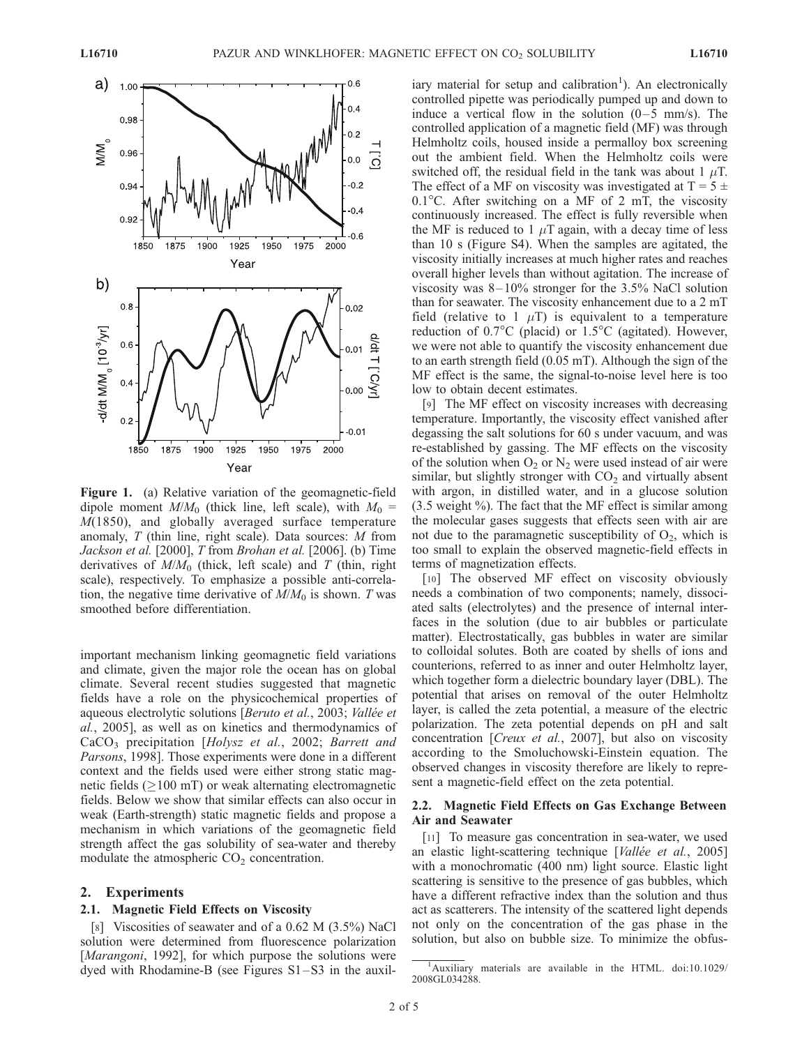Figure 1. (a) Relative variation of the geomagnetic-field dipole moment $M/M_0$ (thick line, left scale), with $M_0 = M(1850)$, and globally averaged surface temperature anomaly, $T$ (thin line, right scale). Data sources: $M$ from *Jackson et al.* [2000], $T$ from *Brohan et al.* [2006]. (b) Time derivatives of $M/M_0$ (thick, left scale) and $T$ (thin, right scale), respectively. To emphasize a possible anti-correlation, the negative time derivative of $M/M_0$ is shown. $T$ was smoothed before differentiation.

important mechanism linking geomagnetic field variations and climate, given the major role the ocean has on global climate. Several recent studies suggested that magnetic fields have a role on the physicochemical properties of aqueous electrolytic solutions [*Beruto et al.*, 2003; *Vallée et al.*, 2005], as well as on kinetics and thermodynamics of $CaCO_3$ precipitation [*Holysz et al.*, 2002; *Barrett and Parsons*, 1998]. Those experiments were done in a different context and the fields used were either strong static magnetic fields ($\geq$100 mT) or weak alternating electromagnetic fields. Below we show that similar effects can also occur in weak (Earth-strength) static magnetic fields and propose a mechanism in which variations of the geomagnetic field strength affect the gas solubility of sea-water and thereby modulate the atmospheric $CO_2$ concentration.

## 2. Experiments

### 2.1. Magnetic Field Effects on Viscosity

[8] Viscosities of seawater and of a 0.62 M (3.5%) NaCl solution were determined from fluorescence polarization [*Marangoni*, 1992], for which purpose the solutions were dyed with Rhodamine-B (see Figures S1–S3 in the auxiliary material for setup and calibration[1]). An electronically controlled pipette was periodically pumped up and down to induce a vertical flow in the solution (0–5 mm/s). The controlled application of a magnetic field (MF) was through Helmholtz coils, housed inside a permalloy box screening out the ambient field. When the Helmholtz coils were switched off, the residual field in the tank was about 1 $\mu$T. The effect of a MF on viscosity was investigated at $T = 5 \pm 0.1$°C. After switching on a MF of 2 mT, the viscosity continuously increased. The effect is fully reversible when the MF is reduced to 1 $\mu$T again, with a decay time of less than 10 s (Figure S4). When the samples are agitated, the viscosity initially increases at much higher rates and reaches overall higher levels than without agitation. The increase of viscosity was 8–10% stronger for the 3.5% NaCl solution than for seawater. The viscosity enhancement due to a 2 mT field (relative to 1 $\mu$T) is equivalent to a temperature reduction of 0.7°C (placid) or 1.5°C (agitated). However, we were not able to quantify the viscosity enhancement due to an earth strength field (0.05 mT). Although the sign of the MF effect is the same, the signal-to-noise level here is too low to obtain decent estimates.

[9] The MF effect on viscosity increases with decreasing temperature. Importantly, the viscosity effect vanished after degassing the salt solutions for 60 s under vacuum, and was re-established by gassing. The MF effects on the viscosity of the solution when $O_2$ or $N_2$ were used instead of air were similar, but slightly stronger with $CO_2$ and virtually absent with argon, in distilled water, and in a glucose solution (3.5 weight %). The fact that the MF effect is similar among the molecular gases suggests that effects seen with air are not due to the paramagnetic susceptibility of $O_2$, which is too small to explain the observed magnetic-field effects in terms of magnetization effects.

[10] The observed MF effect on viscosity obviously needs a combination of two components; namely, dissociated salts (electrolytes) and the presence of internal interfaces in the solution (due to air bubbles or particulate matter). Electrostatically, gas bubbles in water are similar to colloidal solutes. Both are coated by shells of ions and counterions, referred to as inner and outer Helmholtz layer, which together form a dielectric boundary layer (DBL). The potential that arises on removal of the outer Helmholtz layer, is called the zeta potential, a measure of the electric polarization. The zeta potential depends on pH and salt concentration [*Creux et al.*, 2007], but also on viscosity according to the Smoluchowski-Einstein equation. The observed changes in viscosity therefore are likely to represent a magnetic-field effect on the zeta potential.

### 2.2. Magnetic Field Effects on Gas Exchange Between Air and Seawater

[11] To measure gas concentration in sea-water, we used an elastic light-scattering technique [*Vallée et al.*, 2005] with a monochromatic (400 nm) light source. Elastic light scattering is sensitive to the presence of gas bubbles, which have a different refractive index than the solution and thus act as scatterers. The intensity of the scattered light depends not only on the concentration of the gas phase in the solution, but also on bubble size. To minimize the obfus-

[1] Auxiliary materials are available in the HTML. doi:10.1029/2008GL034288.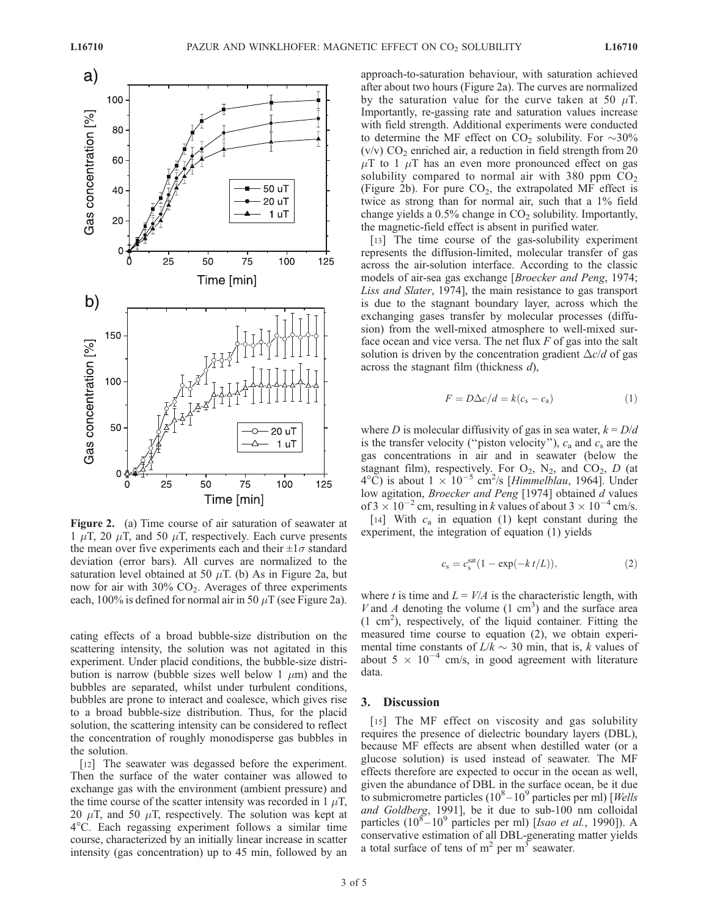**Figure 2.** (a) Time course of air saturation of seawater at 1 $\mu$T, 20 $\mu$T, and 50 $\mu$T, respectively. Each curve presents the mean over five experiments each and their $\pm 1\sigma$ standard deviation (error bars). All curves are normalized to the saturation level obtained at 50 $\mu$T. (b) As in Figure 2a, but now for air with 30% $CO_2$. Averages of three experiments each, 100% is defined for normal air in 50 $\mu$T (see Figure 2a).

cating effects of a broad bubble-size distribution on the scattering intensity, the solution was not agitated in this experiment. Under placid conditions, the bubble-size distribution is narrow (bubble sizes well below 1 $\mu$m) and the bubbles are separated, whilst under turbulent conditions, bubbles are prone to interact and coalesce, which gives rise to a broad bubble-size distribution. Thus, for the placid solution, the scattering intensity can be considered to reflect the concentration of roughly monodisperse gas bubbles in the solution.

[12] The seawater was degassed before the experiment. Then the surface of the water container was allowed to exchange gas with the environment (ambient pressure) and the time course of the scatter intensity was recorded in 1 $\mu$T, 20 $\mu$T, and 50 $\mu$T, respectively. The solution was kept at 4°C. Each regassing experiment follows a similar time course, characterized by an initially linear increase in scatter intensity (gas concentration) up to 45 min, followed by an approach-to-saturation behaviour, with saturation achieved after about two hours (Figure 2a). The curves are normalized by the saturation value for the curve taken at 50 $\mu$T. Importantly, re-gassing rate and saturation values increase with field strength. Additional experiments were conducted to determine the MF effect on $CO_2$ solubility. For ~30% (v/v) $CO_2$ enriched air, a reduction in field strength from 20 $\mu$T to 1 $\mu$T has an even more pronounced effect on gas solubility compared to normal air with 380 ppm $CO_2$ (Figure 2b). For pure $CO_2$, the extrapolated MF effect is twice as strong than for normal air, such that a 1% field change yields a 0.5% change in $CO_2$ solubility. Importantly, the magnetic-field effect is absent in purified water.

[13] The time course of the gas-solubility experiment represents the diffusion-limited, molecular transfer of gas across the air-solution interface. According to the classic models of air-sea gas exchange [*Broecker and Peng*, 1974; *Liss and Slater*, 1974], the main resistance to gas transport is due to the stagnant boundary layer, across which the exchanging gases transfer by molecular processes (diffusion) from the well-mixed atmosphere to well-mixed surface ocean and vice versa. The net flux $F$ of gas into the salt solution is driven by the concentration gradient $\Delta c/d$ of gas across the stagnant film (thickness $d$),

$$F = D\Delta c/d = k(c_s - c_a) \tag{1}$$

where $D$ is molecular diffusivity of gas in sea water, $k = D/d$ is the transfer velocity ("piston velocity"), $c_a$ and $c_s$ are the gas concentrations in air and in seawater (below the stagnant film), respectively. For $O_2$, $N_2$, and $CO_2$, $D$ (at 4°C) is about $1 \times 10^{-5}$ cm$^2$/s [*Himmelblau*, 1964]. Under low agitation, *Broecker and Peng* [1974] obtained $d$ values of $3 \times 10^{-2}$ cm, resulting in $k$ values of about $3 \times 10^{-4}$ cm/s.

[14] With $c_a$ in equation (1) kept constant during the experiment, the integration of equation (1) yields

$$c_s = c_s^{sat}(1 - \exp(-k\,t/L)), \tag{2}$$

where $t$ is time and $L = V/A$ is the characteristic length, with $V$ and $A$ denoting the volume (1 cm$^3$) and the surface area (1 cm$^2$), respectively, of the liquid container. Fitting the measured time course to equation (2), we obtain experimental time constants of $L/k \sim 30$ min, that is, $k$ values of about $5 \times 10^{-4}$ cm/s, in good agreement with literature data.

## 3. Discussion

[15] The MF effect on viscosity and gas solubility requires the presence of dielectric boundary layers (DBL), because MF effects are absent when destilled water (or a glucose solution) is used instead of seawater. The MF effects therefore are expected to occur in the ocean as well, given the abundance of DBL in the surface ocean, be it due to submicrometre particles ($10^8$–$10^9$ particles per ml) [*Wells and Goldberg*, 1991], be it due to sub-100 nm colloidal particles ($10^8$–$10^9$ particles per ml) [*Isao et al.*, 1990]). A conservative estimation of all DBL-generating matter yields a total surface of tens of m$^2$ per m$^3$ seawater.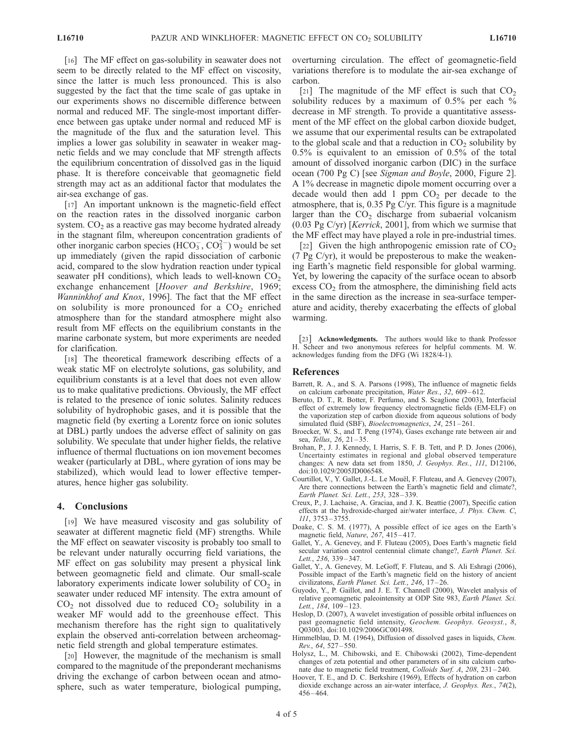[16] The MF effect on gas-solubility in seawater does not seem to be directly related to the MF effect on viscosity, since the latter is much less pronounced. This is also suggested by the fact that the time scale of gas uptake in our experiments shows no discernible difference between normal and reduced MF. The single-most important difference between gas uptake under normal and reduced MF is the magnitude of the flux and the saturation level. This implies a lower gas solubility in seawater in weaker magnetic fields and we may conclude that MF strength affects the equilibrium concentration of dissolved gas in the liquid phase. It is therefore conceivable that geomagnetic field strength may act as an additional factor that modulates the air-sea exchange of gas.

[17] An important unknown is the magnetic-field effect on the reaction rates in the dissolved inorganic carbon system. $CO_2$ as a reactive gas may become hydrated already in the stagnant film, whereupon concentration gradients of other inorganic carbon species ($HCO_3^-$, $CO_3^{2-}$) would be set up immediately (given the rapid dissociation of carbonic acid, compared to the slow hydration reaction under typical seawater pH conditions), which leads to well-known $CO_2$ exchange enhancement [*Hoover and Berkshire*, 1969; *Wanninkhof and Knox*, 1996]. The fact that the MF effect on solubility is more pronounced for a $CO_2$ enriched atmosphere than for the standard atmosphere might also result from MF effects on the equilibrium constants in the marine carbonate system, but more experiments are needed for clarification.

[18] The theoretical framework describing effects of a weak static MF on electrolyte solutions, gas solubility, and equilibrium constants is at a level that does not even allow us to make qualitative predictions. Obviously, the MF effect is related to the presence of ionic solutes. Salinity reduces solubility of hydrophobic gases, and it is possible that the magnetic field (by exerting a Lorentz force on ionic solutes at DBL) partly undoes the adverse effect of salinity on gas solubility. We speculate that under higher fields, the relative influence of thermal fluctuations on ion movement becomes weaker (particularly at DBL, where gyration of ions may be stabilized), which would lead to lower effective temperatures, hence higher gas solubility.

## 4. Conclusions

[19] We have measured viscosity and gas solubility of seawater at different magnetic field (MF) strengths. While the MF effect on seawater viscosity is probably too small to be relevant under naturally occurring field variations, the MF effect on gas solubility may present a physical link between geomagnetic field and climate. Our small-scale laboratory experiments indicate lower solubility of $CO_2$ in seawater under reduced MF intensity. The extra amount of $CO_2$ not dissolved due to reduced $CO_2$ solubility in a weaker MF would add to the greenhouse effect. This mechanism therefore has the right sign to qualitatively explain the observed anti-correlation between archeomagnetic field strength and global temperature estimates.

[20] However, the magnitude of the mechanism is small compared to the magnitude of the preponderant mechanisms driving the exchange of carbon between ocean and atmosphere, such as water temperature, biological pumping, overturning circulation. The effect of geomagnetic-field variations therefore is to modulate the air-sea exchange of carbon.

[21] The magnitude of the MF effect is such that $CO_2$ solubility reduces by a maximum of 0.5% per each % decrease in MF strength. To provide a quantitative assessment of the MF effect on the global carbon dioxide budget, we assume that our experimental results can be extrapolated to the global scale and that a reduction in $CO_2$ solubility by 0.5% is equivalent to an emission of 0.5% of the total amount of dissolved inorganic carbon (DIC) in the surface ocean (700 Pg C) [see *Sigman and Boyle*, 2000, Figure 2]. A 1% decrease in magnetic dipole moment occurring over a decade would then add 1 ppm $CO_2$ per decade to the atmosphere, that is, 0.35 Pg C/yr. This figure is a magnitude larger than the $CO_2$ discharge from subaerial volcanism (0.03 Pg C/yr) [*Kerrick*, 2001], from which we surmise that the MF effect may have played a role in pre-industrial times.

[22] Given the high anthropogenic emission rate of $CO_2$ (7 Pg C/yr), it would be preposterous to make the weakening Earth's magnetic field responsible for global warming. Yet, by lowering the capacity of the surface ocean to absorb excess $CO_2$ from the atmosphere, the diminishing field acts in the same direction as the increase in sea-surface temperature and acidity, thereby exacerbating the effects of global warming.

[23] **Acknowledgments.** The authors would like to thank Professor H. Scheer and two anonymous referees for helpful comments. M. W. acknowledges funding from the DFG (Wi 1828/4-1).

## References

Barrett, R. A., and S. A. Parsons (1998), The influence of magnetic fields on calcium carbonate precipitation, *Water Res.*, *32*, 609–612.

Beruto, D. T., R. Botter, F. Perfumo, and S. Scaglione (2003), Interfacial effect of extremely low frequency electromagnetic fields (EM-ELF) on the vaporization step of carbon dioxide from aqueous solutions of body simulated fluid (SBF), *Bioelectromagnetics*, *24*, 251–261.

Broecker, W. S., and T. Peng (1974), Gases exchange rate between air and sea, *Tellus*, *26*, 21–35.

Brohan, P., J. J. Kennedy, I. Harris, S. F. B. Tett, and P. D. Jones (2006), Uncertainty estimates in regional and global observed temperature changes: A new data set from 1850, *J. Geophys. Res.*, *111*, D12106, doi:10.1029/2005JD006548.

Courtillot, V., Y. Gallet, J.-L. Le Mouël, F. Fluteau, and A. Genevey (2007), Are there connections between the Earth's magnetic field and climate?, *Earth Planet. Sci. Lett.*, *253*, 328–339.

Creux, P., J. Lachaise, A. Graciaa, and J. K. Beattie (2007), Specific cation effects at the hydroxide-charged air/water interface, *J. Phys. Chem. C*, *111*, 3753–3755.

Doake, C. S. M. (1977), A possible effect of ice ages on the Earth's magnetic field, *Nature*, *267*, 415–417.

Gallet, Y., A. Genevey, and F. Fluteau (2005), Does Earth's magnetic field secular variation control centennial climate change?, *Earth Planet. Sci. Lett.*, *236*, 339–347.

Gallet, Y., A. Genevey, M. LeGoff, F. Fluteau, and S. Ali Eshragi (2006), Possible impact of the Earth's magnetic field on the history of ancient civilizatons, *Earth Planet. Sci. Lett.*, *246*, 17–26.

Guyodo, Y., P. Gaillot, and J. E. T. Channell (2000), Wavelet analysis of relative geomagnetic paleointensity at ODP Site 983, *Earth Planet. Sci. Lett.*, *184*, 109–123.

Heslop, D. (2007), A wavelet investigation of possible orbital influences on past geomagnetic field intensity, *Geochem. Geophys. Geosyst.*, *8*, Q03003, doi:10.1029/2006GC001498.

Himmelblau, D. M. (1964), Diffusion of dissolved gases in liquids, *Chem. Rev.*, *64*, 527–550.

Holysz, L., M. Chibowski, and E. Chibowski (2002), Time-dependent changes of zeta potential and other parameters of in situ calcium carbonate due to magnetic field treatment, *Colloids Surf. A*, *208*, 231–240.

Hoover, T. E., and D. C. Berkshire (1969), Effects of hydration on carbon dioxide exchange across an air-water interface, *J. Geophys. Res.*, *74*(2), 456–464.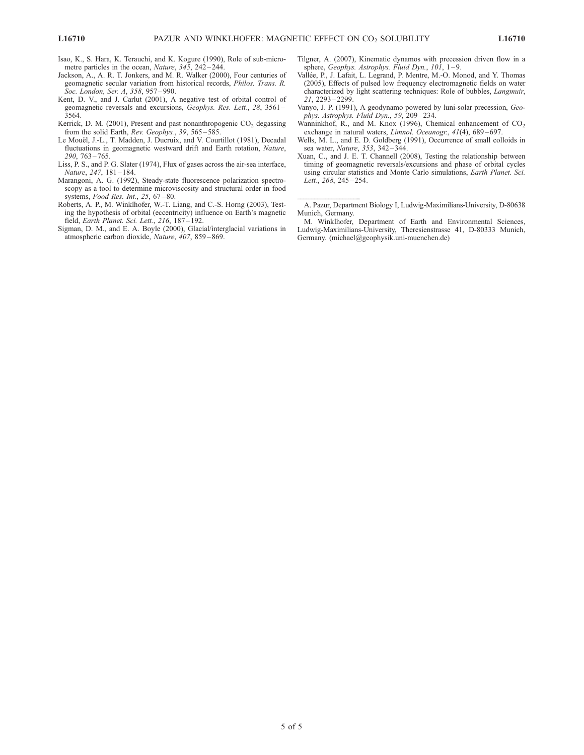Isao, K., S. Hara, K. Terauchi, and K. Kogure (1990), Role of sub-micrometre particles in the ocean, *Nature*, *345*, 242–244.

Jackson, A., A. R. T. Jonkers, and M. R. Walker (2000), Four centuries of geomagnetic secular variation from historical records, *Philos. Trans. R. Soc. London, Ser. A*, *358*, 957–990.

Kent, D. V., and J. Carlut (2001), A negative test of orbital control of geomagnetic reversals and excursions, *Geophys. Res. Lett.*, *28*, 3561–3564.

Kerrick, D. M. (2001), Present and past nonanthropogenic $CO_2$ degassing from the solid Earth, *Rev. Geophys.*, *39*, 565–585.

Le Mouël, J.-L., T. Madden, J. Ducruix, and V. Courtillot (1981), Decadal fluctuations in geomagnetic westward drift and Earth rotation, *Nature*, *290*, 763–765.

Liss, P. S., and P. G. Slater (1974), Flux of gases across the air-sea interface, *Nature*, *247*, 181–184.

Marangoni, A. G. (1992), Steady-state fluorescence polarization spectroscopy as a tool to determine microviscosity and structural order in food systems, *Food Res. Int.*, *25*, 67–80.

Roberts, A. P., M. Winklhofer, W.-T. Liang, and C.-S. Horng (2003), Testing the hypothesis of orbital (eccentricity) influence on Earth's magnetic field, *Earth Planet. Sci. Lett.*, *216*, 187–192.

Sigman, D. M., and E. A. Boyle (2000), Glacial/interglacial variations in atmospheric carbon dioxide, *Nature*, *407*, 859–869.

Tilgner, A. (2007), Kinematic dynamos with precession driven flow in a sphere, *Geophys. Astrophys. Fluid Dyn.*, *101*, 1–9.

Vallée, P., J. Lafait, L. Legrand, P. Mentre, M.-O. Monod, and Y. Thomas (2005), Effects of pulsed low frequency electromagnetic fields on water characterized by light scattering techniques: Role of bubbles, *Langmuir*, *21*, 2293–2299.

Vanyo, J. P. (1991), A geodynamo powered by luni-solar precession, *Geophys. Astrophys. Fluid Dyn.*, *59*, 209–234.

Wanninkhof, R., and M. Knox (1996), Chemical enhancement of $CO_2$ exchange in natural waters, *Limnol. Oceanogr.*, *41*(4), 689–697.

Wells, M. L., and E. D. Goldberg (1991), Occurrence of small colloids in sea water, *Nature*, *353*, 342–344.

Xuan, C., and J. E. T. Channell (2008), Testing the relationship between timing of geomagnetic reversals/excursions and phase of orbital cycles using circular statistics and Monte Carlo simulations, *Earth Planet. Sci. Lett.*, *268*, 245–254.

---

A. Pazur, Department Biology I, Ludwig-Maximilians-University, D-80638 Munich, Germany.

M. Winklhofer, Department of Earth and Environmental Sciences, Ludwig-Maximilians-University, Theresienstrasse 41, D-80333 Munich, Germany. (michael@geophysik.uni-muenchen.de)